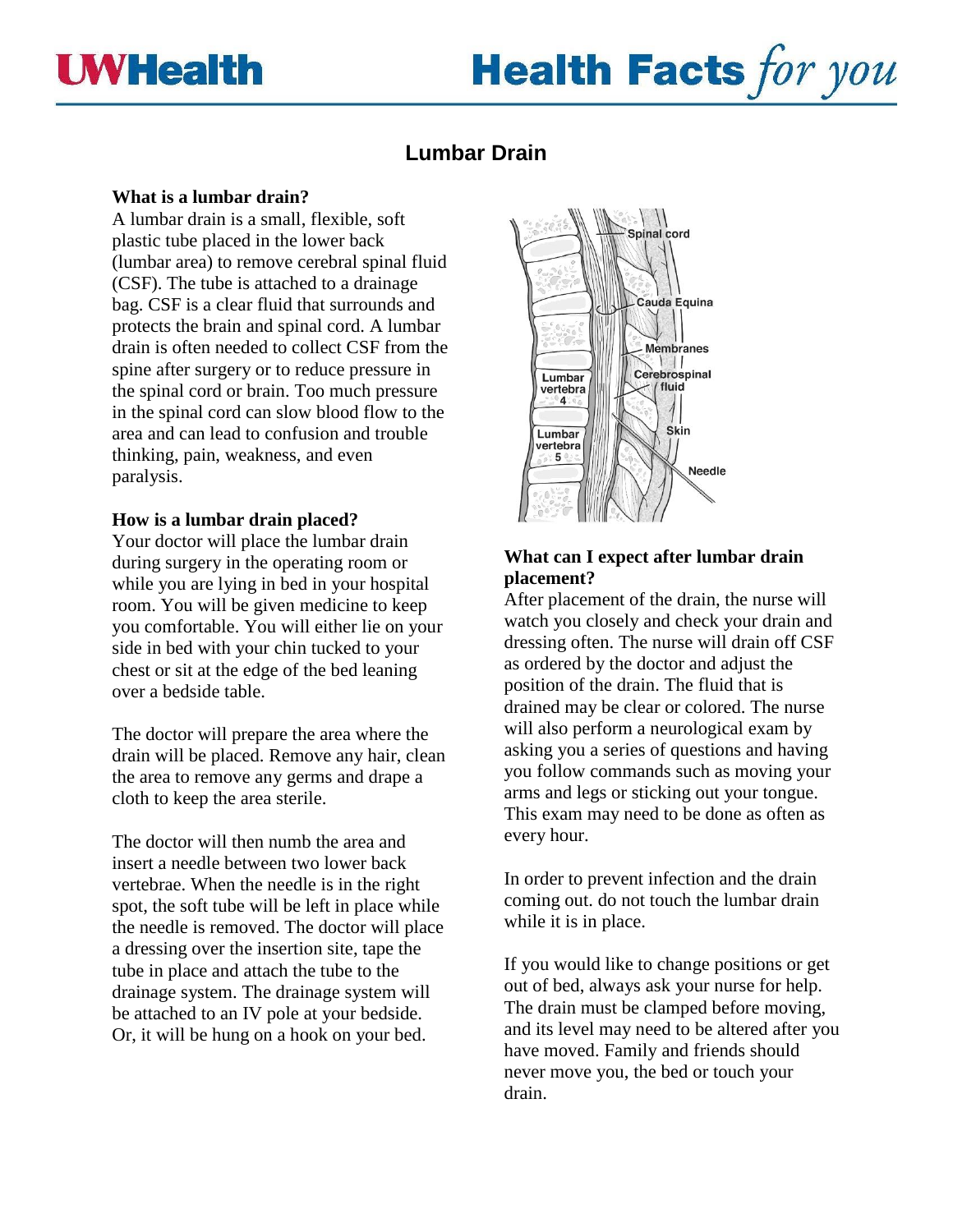# Lumbar Drain

**What is a lumbar drain?**

A lumbar drain is a small, flexible, soft plastic tube placed in the lower back (lumbar area) to remove cerebral spinal fluid (CSF). The tube is attached to a drainage bag. CSF is a clear fluid that surrounds and protects the brain and spinal cord. A lumbar drain is often needed to collect CSF from the spine after surgery or to reduce pressure in the spinal cord or brain. Too much pressure in the spinal cord can slow blood flow to the area and can lead to confusion and trouble thinking, pain, weakness, and even paralysis.

**How is a lumbar drain placed?**

Your doctor will place the lumbar drain during surgery in the operating room or while you are lying in bed in your hospital room. You will be given medicine to keep you comfortable. You will either lie on your side in bed with your chin tucked to your chest or sit at the edge of the bed leaning over a bedside table.

The doctor will prepare the area where the drain will be placed. Remove any hair, clean the area to remove any germs and drape a cloth to keep the area sterile.

The doctor will then numb the area and insert a needle between two lower back vertebrae. When the needle is in the right spot, the soft tube will be left in place while the needle is removed. The doctor will place a dressing over the insertion site, tape the tube in place and attach the tube to the drainage system. The drainage system will be attached to an IV pole at your bedside. Or, it will be hung on a hook on your bed.

**What can I expect after lumbar drain placement?**

After placement of the drain, the nurse will watch you closely and check your drain and dressing often. The nurse will drain off CSF as ordered by the doctor and adjust the position of the drain. The fluid that is drained may be clear or colored. The nurse will also perform a neurological exam by asking you a series of questions and having you follow commands such as moving your arms and legs or sticking out your tongue. This exam may need to be done as often as every hour.

In order to prevent infection and the drain coming out. do not touch the lumbar drain while it is in place.

If you would like to change positions or get out of bed, always ask your nurse for help. The drain must be clamped before moving, and its level may need to be altered after you have moved. Family and friends should never move you, the bed or touch your drain.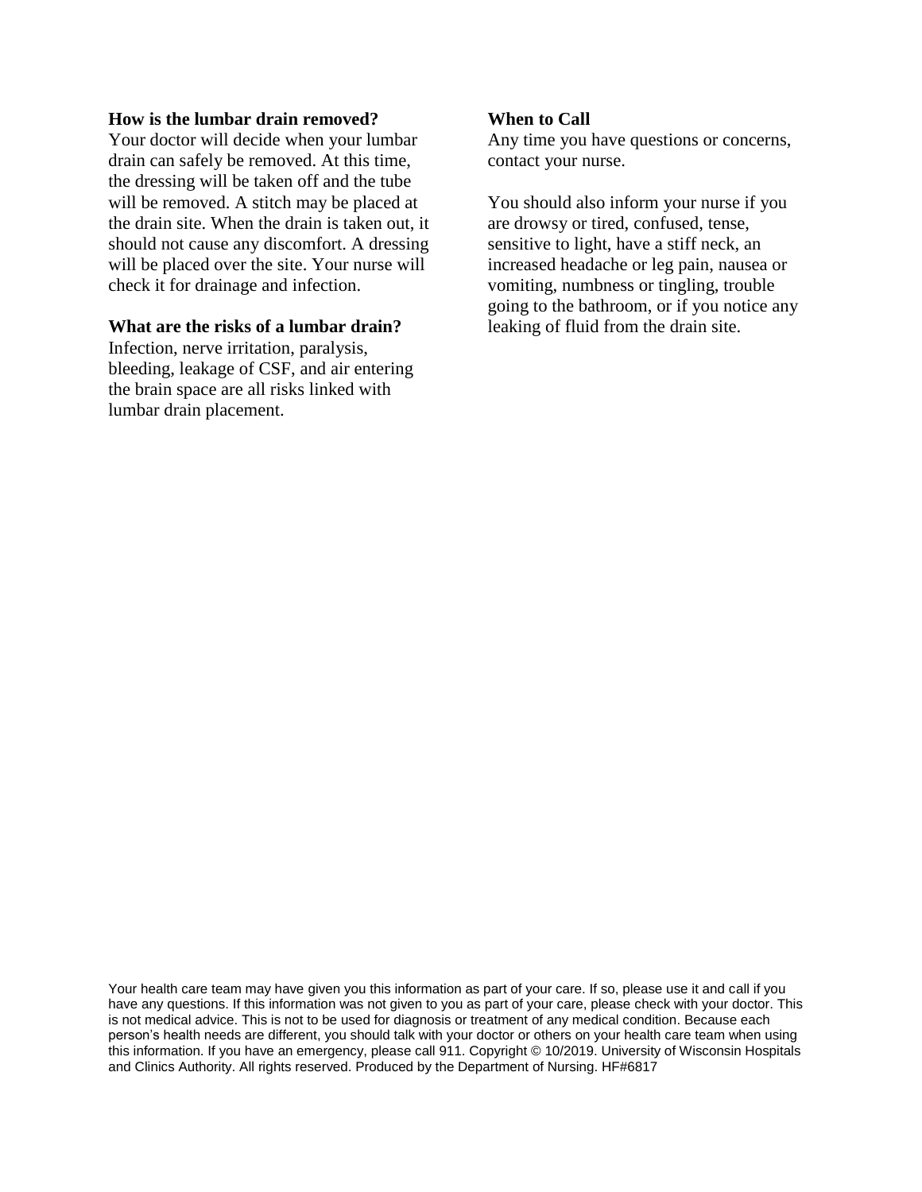**How is the lumbar drain removed?**

Your doctor will decide when your lumbar drain can safely be removed. At this time, the dressing will be taken off and the tube will be removed. A stitch may be placed at the drain site. When the drain is taken out, it should not cause any discomfort. A dressing will be placed over the site. Your nurse will check it for drainage and infection.

**What are the risks of a lumbar drain?**

Infection, nerve irritation, paralysis, bleeding, leakage of CSF, and air entering the brain space are all risks linked with lumbar drain placement.

**When to Call**

Any time you have questions or concerns, contact your nurse.

You should also inform your nurse if you are drowsy or tired, confused, tense, sensitive to light, have a stiff neck, an increased headache or leg pain, nausea or vomiting, numbness or tingling, trouble going to the bathroom, or if you notice any leaking of fluid from the drain site.

Your health care team may have given you this information as part of your care. If so, please use it and call if you have any questions. If this information was not given to you as part of your care, please check with your doctor. This is not medical advice. This is not to be used for diagnosis or treatment of any medical condition. Because each person's health needs are different, you should talk with your doctor or others on your health care team when using this information. If you have an emergency, please call 911. Copyright © 10/2019. University of Wisconsin Hospitals and Clinics Authority. All rights reserved. Produced by the Department of Nursing. HF#6817